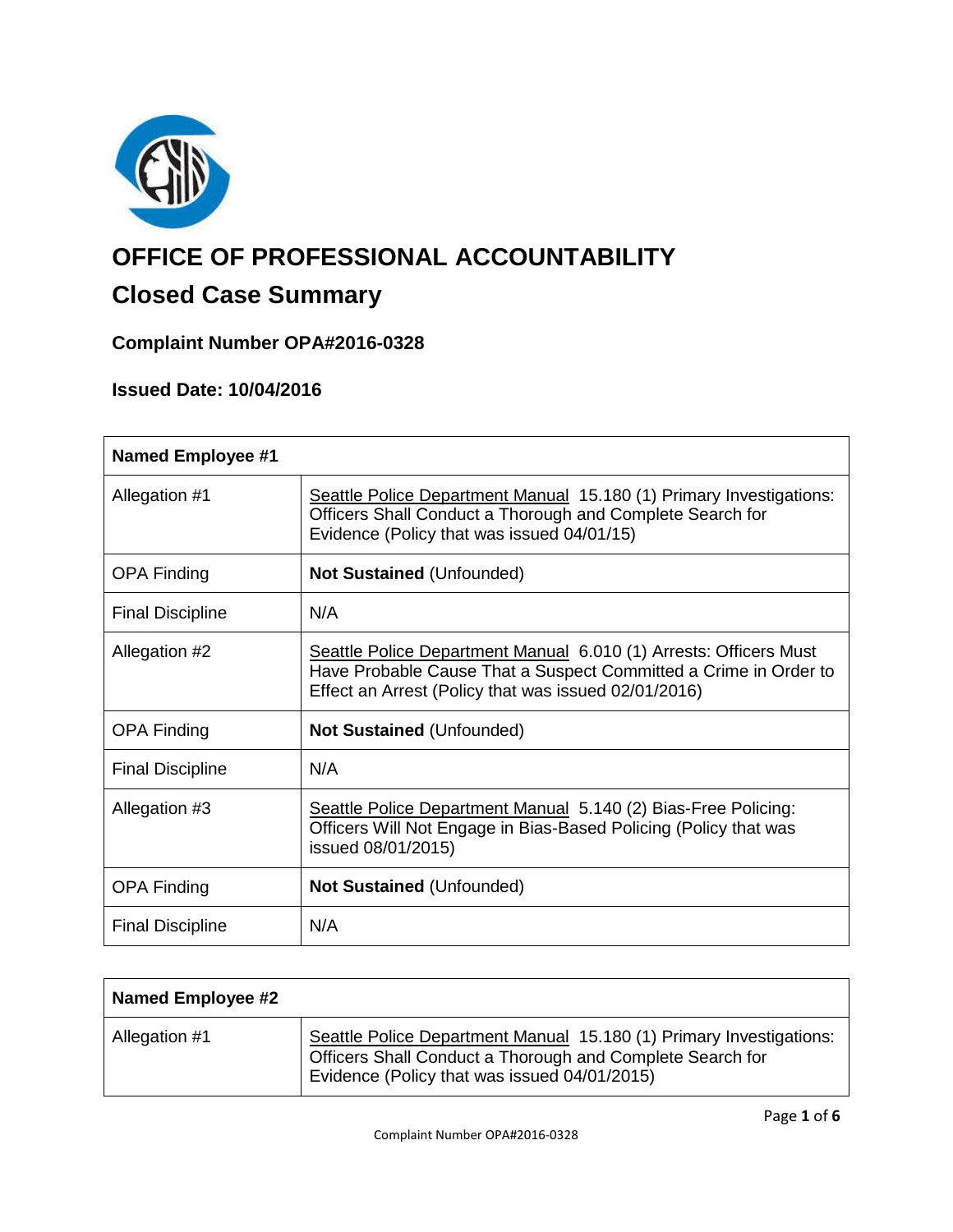# OFFICE OF PROFESSIONAL ACCOUNTABILITY

## Closed Case Summary

### Complaint Number OPA#2016-0328

### Issued Date: 10/04/2016

| Named Employee #1 | |
|---|---|
| Allegation #1 | Seattle Police Department Manual 15.180 (1) Primary Investigations: Officers Shall Conduct a Thorough and Complete Search for Evidence (Policy that was issued 04/01/15) |
| OPA Finding | **Not Sustained** (Unfounded) |
| Final Discipline | N/A |
| Allegation #2 | Seattle Police Department Manual 6.010 (1) Arrests: Officers Must Have Probable Cause That a Suspect Committed a Crime in Order to Effect an Arrest (Policy that was issued 02/01/2016) |
| OPA Finding | **Not Sustained** (Unfounded) |
| Final Discipline | N/A |
| Allegation #3 | Seattle Police Department Manual 5.140 (2) Bias-Free Policing: Officers Will Not Engage in Bias-Based Policing (Policy that was issued 08/01/2015) |
| OPA Finding | **Not Sustained** (Unfounded) |
| Final Discipline | N/A |

| Named Employee #2 | |
|---|---|
| Allegation #1 | Seattle Police Department Manual 15.180 (1) Primary Investigations: Officers Shall Conduct a Thorough and Complete Search for Evidence (Policy that was issued 04/01/2015) |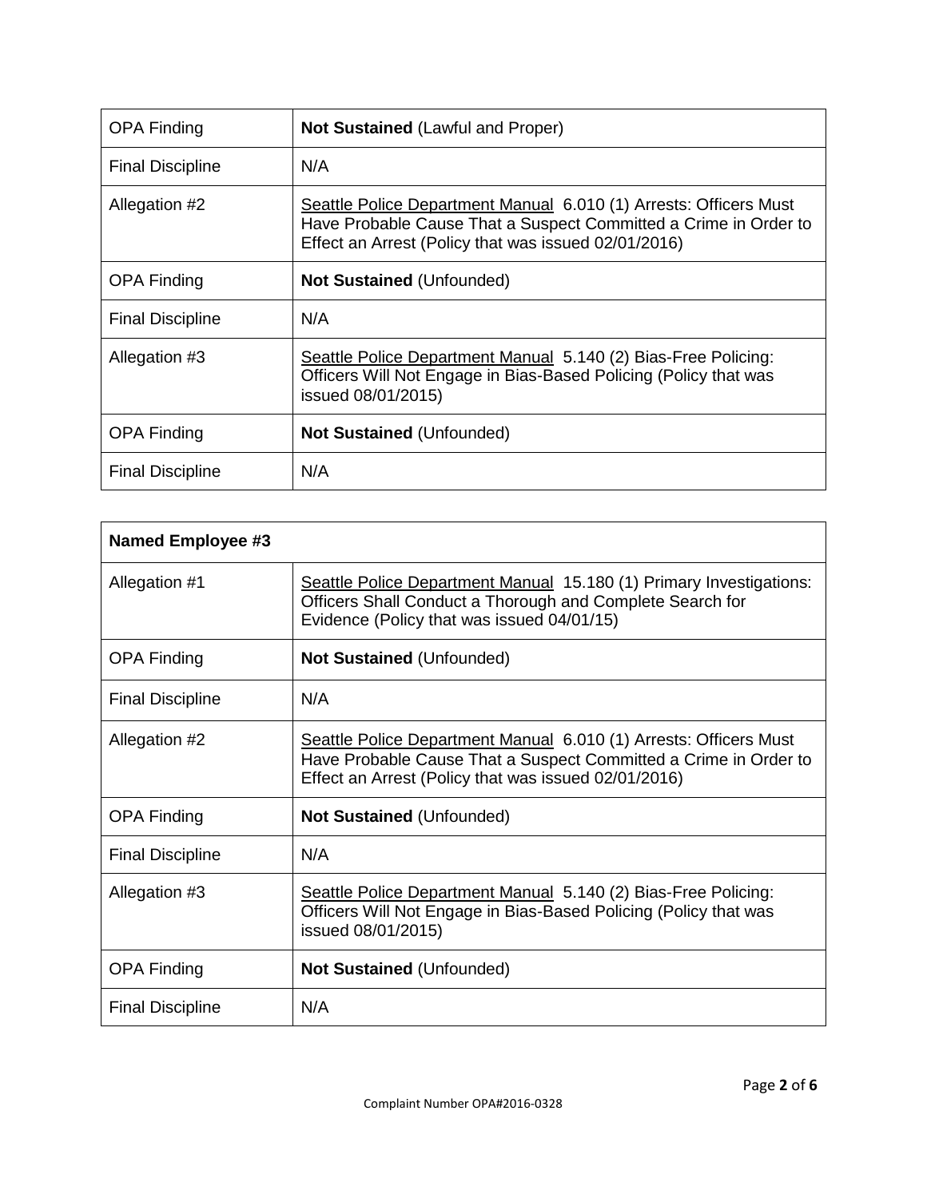| OPA Finding | **Not Sustained** (Lawful and Proper) |
|---|---|
| Final Discipline | N/A |
| Allegation #2 | Seattle Police Department Manual 6.010 (1) Arrests: Officers Must Have Probable Cause That a Suspect Committed a Crime in Order to Effect an Arrest (Policy that was issued 02/01/2016) |
| OPA Finding | **Not Sustained** (Unfounded) |
| Final Discipline | N/A |
| Allegation #3 | Seattle Police Department Manual 5.140 (2) Bias-Free Policing: Officers Will Not Engage in Bias-Based Policing (Policy that was issued 08/01/2015) |
| OPA Finding | **Not Sustained** (Unfounded) |
| Final Discipline | N/A |

| **Named Employee #3** | |
|---|---|
| Allegation #1 | Seattle Police Department Manual 15.180 (1) Primary Investigations: Officers Shall Conduct a Thorough and Complete Search for Evidence (Policy that was issued 04/01/15) |
| OPA Finding | **Not Sustained** (Unfounded) |
| Final Discipline | N/A |
| Allegation #2 | Seattle Police Department Manual 6.010 (1) Arrests: Officers Must Have Probable Cause That a Suspect Committed a Crime in Order to Effect an Arrest (Policy that was issued 02/01/2016) |
| OPA Finding | **Not Sustained** (Unfounded) |
| Final Discipline | N/A |
| Allegation #3 | Seattle Police Department Manual 5.140 (2) Bias-Free Policing: Officers Will Not Engage in Bias-Based Policing (Policy that was issued 08/01/2015) |
| OPA Finding | **Not Sustained** (Unfounded) |
| Final Discipline | N/A |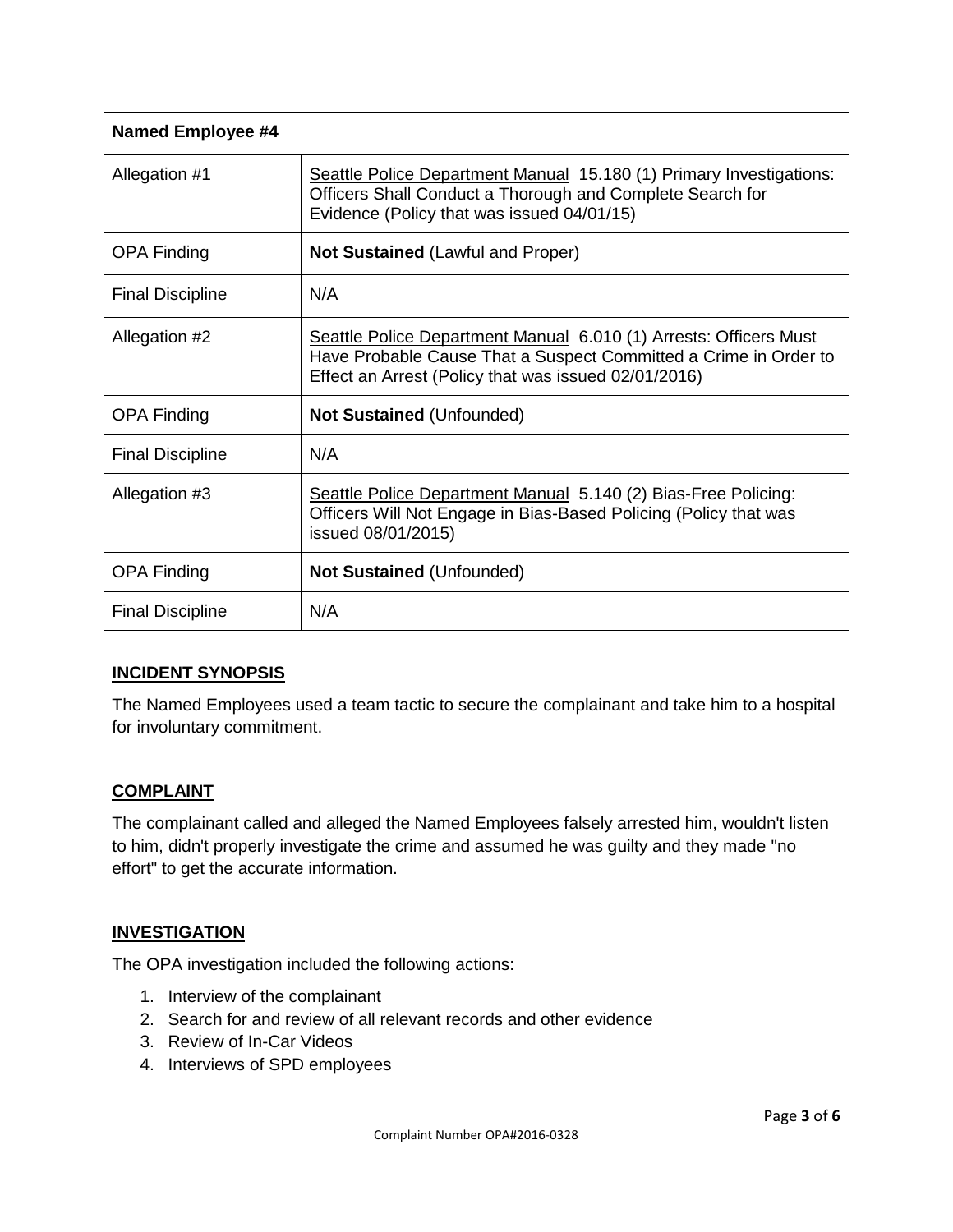| Named Employee #4 | |
|---|---|
| Allegation #1 | Seattle Police Department Manual 15.180 (1) Primary Investigations: Officers Shall Conduct a Thorough and Complete Search for Evidence (Policy that was issued 04/01/15) |
| OPA Finding | **Not Sustained** (Lawful and Proper) |
| Final Discipline | N/A |
| Allegation #2 | Seattle Police Department Manual 6.010 (1) Arrests: Officers Must Have Probable Cause That a Suspect Committed a Crime in Order to Effect an Arrest (Policy that was issued 02/01/2016) |
| OPA Finding | **Not Sustained** (Unfounded) |
| Final Discipline | N/A |
| Allegation #3 | Seattle Police Department Manual 5.140 (2) Bias-Free Policing: Officers Will Not Engage in Bias-Based Policing (Policy that was issued 08/01/2015) |
| OPA Finding | **Not Sustained** (Unfounded) |
| Final Discipline | N/A |

## INCIDENT SYNOPSIS

The Named Employees used a team tactic to secure the complainant and take him to a hospital for involuntary commitment.

## COMPLAINT

The complainant called and alleged the Named Employees falsely arrested him, wouldn't listen to him, didn't properly investigate the crime and assumed he was guilty and they made "no effort" to get the accurate information.

## INVESTIGATION

The OPA investigation included the following actions:

1. Interview of the complainant
2. Search for and review of all relevant records and other evidence
3. Review of In-Car Videos
4. Interviews of SPD employees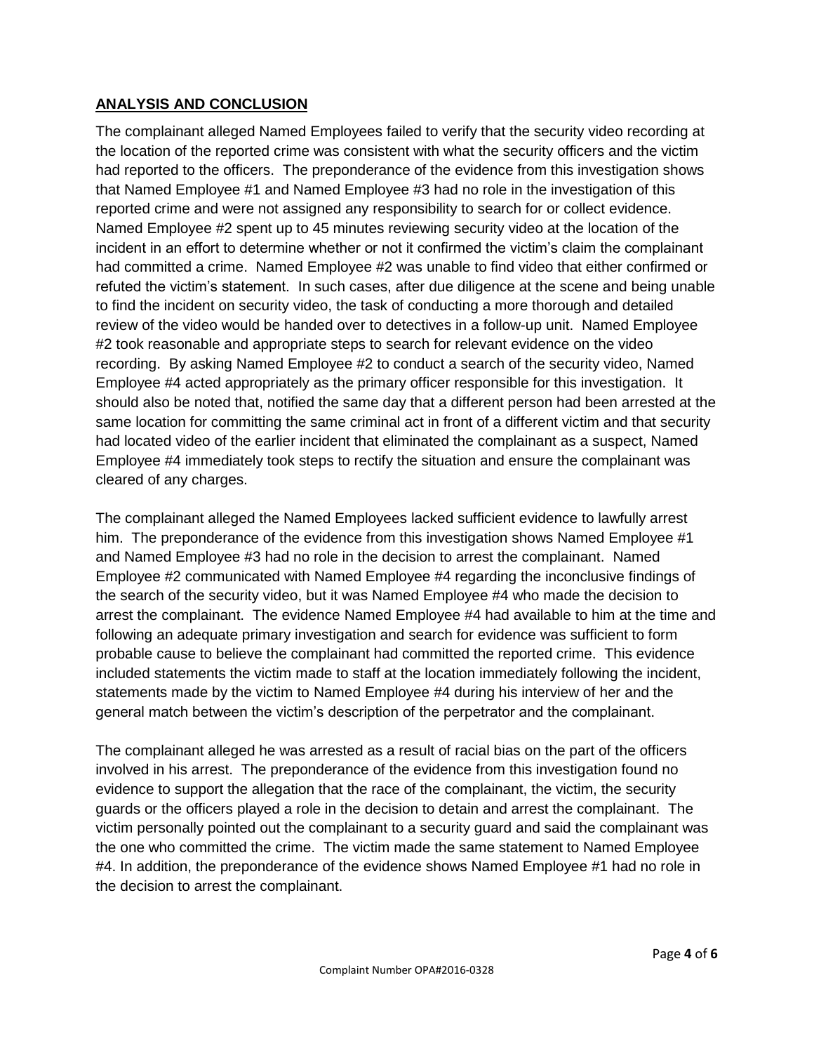## ANALYSIS AND CONCLUSION

The complainant alleged Named Employees failed to verify that the security video recording at the location of the reported crime was consistent with what the security officers and the victim had reported to the officers. The preponderance of the evidence from this investigation shows that Named Employee #1 and Named Employee #3 had no role in the investigation of this reported crime and were not assigned any responsibility to search for or collect evidence. Named Employee #2 spent up to 45 minutes reviewing security video at the location of the incident in an effort to determine whether or not it confirmed the victim's claim the complainant had committed a crime. Named Employee #2 was unable to find video that either confirmed or refuted the victim's statement. In such cases, after due diligence at the scene and being unable to find the incident on security video, the task of conducting a more thorough and detailed review of the video would be handed over to detectives in a follow-up unit. Named Employee #2 took reasonable and appropriate steps to search for relevant evidence on the video recording. By asking Named Employee #2 to conduct a search of the security video, Named Employee #4 acted appropriately as the primary officer responsible for this investigation. It should also be noted that, notified the same day that a different person had been arrested at the same location for committing the same criminal act in front of a different victim and that security had located video of the earlier incident that eliminated the complainant as a suspect, Named Employee #4 immediately took steps to rectify the situation and ensure the complainant was cleared of any charges.

The complainant alleged the Named Employees lacked sufficient evidence to lawfully arrest him. The preponderance of the evidence from this investigation shows Named Employee #1 and Named Employee #3 had no role in the decision to arrest the complainant. Named Employee #2 communicated with Named Employee #4 regarding the inconclusive findings of the search of the security video, but it was Named Employee #4 who made the decision to arrest the complainant. The evidence Named Employee #4 had available to him at the time and following an adequate primary investigation and search for evidence was sufficient to form probable cause to believe the complainant had committed the reported crime. This evidence included statements the victim made to staff at the location immediately following the incident, statements made by the victim to Named Employee #4 during his interview of her and the general match between the victim's description of the perpetrator and the complainant.

The complainant alleged he was arrested as a result of racial bias on the part of the officers involved in his arrest. The preponderance of the evidence from this investigation found no evidence to support the allegation that the race of the complainant, the victim, the security guards or the officers played a role in the decision to detain and arrest the complainant. The victim personally pointed out the complainant to a security guard and said the complainant was the one who committed the crime. The victim made the same statement to Named Employee #4. In addition, the preponderance of the evidence shows Named Employee #1 had no role in the decision to arrest the complainant.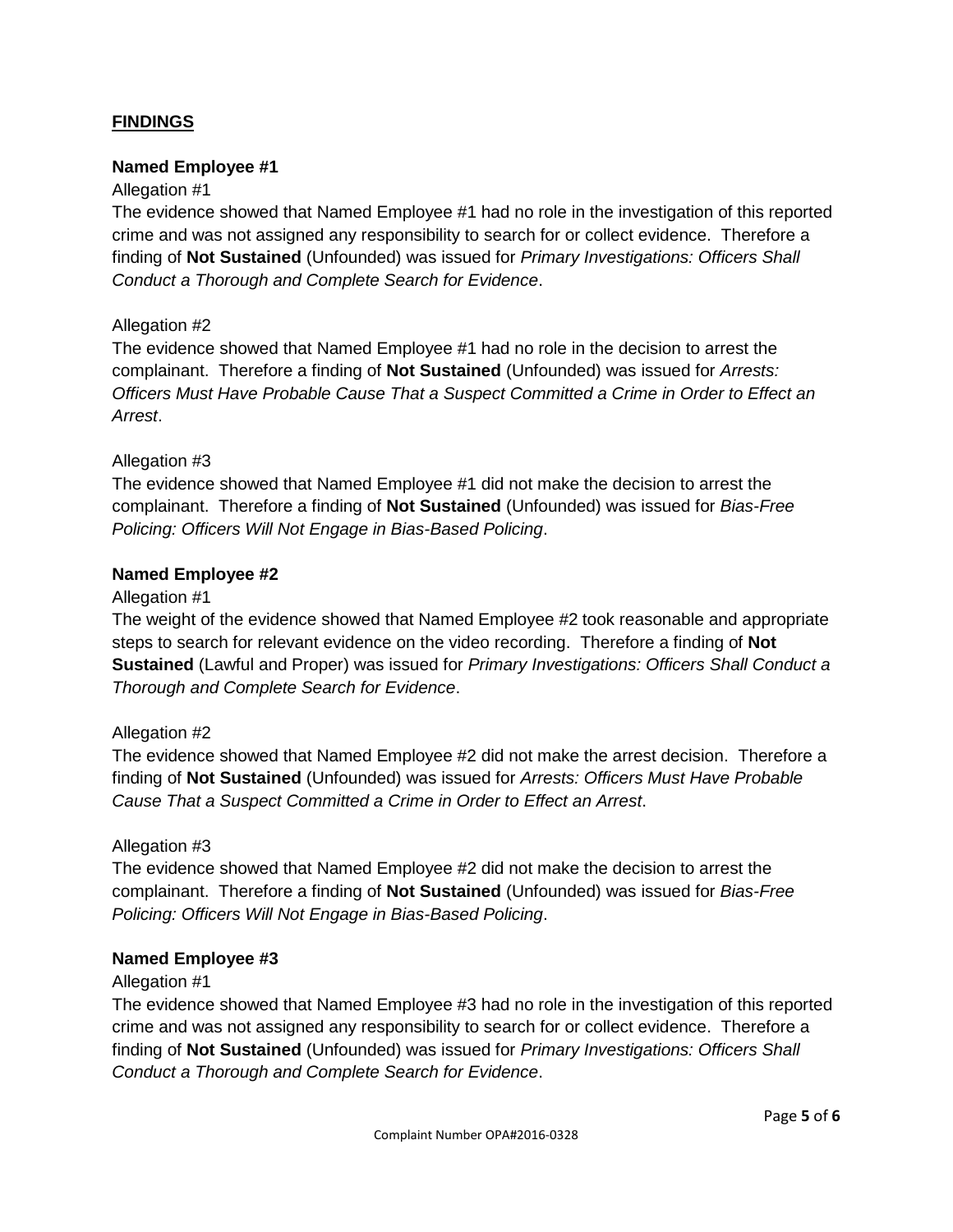## FINDINGS

### Named Employee #1

Allegation #1

The evidence showed that Named Employee #1 had no role in the investigation of this reported crime and was not assigned any responsibility to search for or collect evidence. Therefore a finding of **Not Sustained** (Unfounded) was issued for *Primary Investigations: Officers Shall Conduct a Thorough and Complete Search for Evidence*.

Allegation #2

The evidence showed that Named Employee #1 had no role in the decision to arrest the complainant. Therefore a finding of **Not Sustained** (Unfounded) was issued for *Arrests: Officers Must Have Probable Cause That a Suspect Committed a Crime in Order to Effect an Arrest*.

Allegation #3

The evidence showed that Named Employee #1 did not make the decision to arrest the complainant. Therefore a finding of **Not Sustained** (Unfounded) was issued for *Bias-Free Policing: Officers Will Not Engage in Bias-Based Policing*.

### Named Employee #2

Allegation #1

The weight of the evidence showed that Named Employee #2 took reasonable and appropriate steps to search for relevant evidence on the video recording. Therefore a finding of **Not Sustained** (Lawful and Proper) was issued for *Primary Investigations: Officers Shall Conduct a Thorough and Complete Search for Evidence*.

Allegation #2

The evidence showed that Named Employee #2 did not make the arrest decision. Therefore a finding of **Not Sustained** (Unfounded) was issued for *Arrests: Officers Must Have Probable Cause That a Suspect Committed a Crime in Order to Effect an Arrest*.

Allegation #3

The evidence showed that Named Employee #2 did not make the decision to arrest the complainant. Therefore a finding of **Not Sustained** (Unfounded) was issued for *Bias-Free Policing: Officers Will Not Engage in Bias-Based Policing*.

### Named Employee #3

Allegation #1

The evidence showed that Named Employee #3 had no role in the investigation of this reported crime and was not assigned any responsibility to search for or collect evidence. Therefore a finding of **Not Sustained** (Unfounded) was issued for *Primary Investigations: Officers Shall Conduct a Thorough and Complete Search for Evidence*.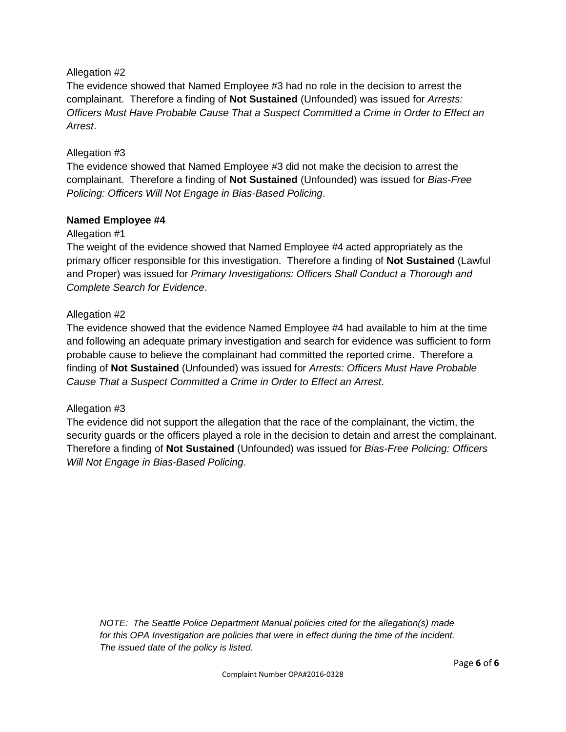Allegation #2

The evidence showed that Named Employee #3 had no role in the decision to arrest the complainant. Therefore a finding of **Not Sustained** (Unfounded) was issued for *Arrests: Officers Must Have Probable Cause That a Suspect Committed a Crime in Order to Effect an Arrest*.

Allegation #3

The evidence showed that Named Employee #3 did not make the decision to arrest the complainant. Therefore a finding of **Not Sustained** (Unfounded) was issued for *Bias-Free Policing: Officers Will Not Engage in Bias-Based Policing*.

**Named Employee #4**

Allegation #1

The weight of the evidence showed that Named Employee #4 acted appropriately as the primary officer responsible for this investigation. Therefore a finding of **Not Sustained** (Lawful and Proper) was issued for *Primary Investigations: Officers Shall Conduct a Thorough and Complete Search for Evidence*.

Allegation #2

The evidence showed that the evidence Named Employee #4 had available to him at the time and following an adequate primary investigation and search for evidence was sufficient to form probable cause to believe the complainant had committed the reported crime. Therefore a finding of **Not Sustained** (Unfounded) was issued for *Arrests: Officers Must Have Probable Cause That a Suspect Committed a Crime in Order to Effect an Arrest*.

Allegation #3

The evidence did not support the allegation that the race of the complainant, the victim, the security guards or the officers played a role in the decision to detain and arrest the complainant. Therefore a finding of **Not Sustained** (Unfounded) was issued for *Bias-Free Policing: Officers Will Not Engage in Bias-Based Policing*.

*NOTE: The Seattle Police Department Manual policies cited for the allegation(s) made for this OPA Investigation are policies that were in effect during the time of the incident. The issued date of the policy is listed.*